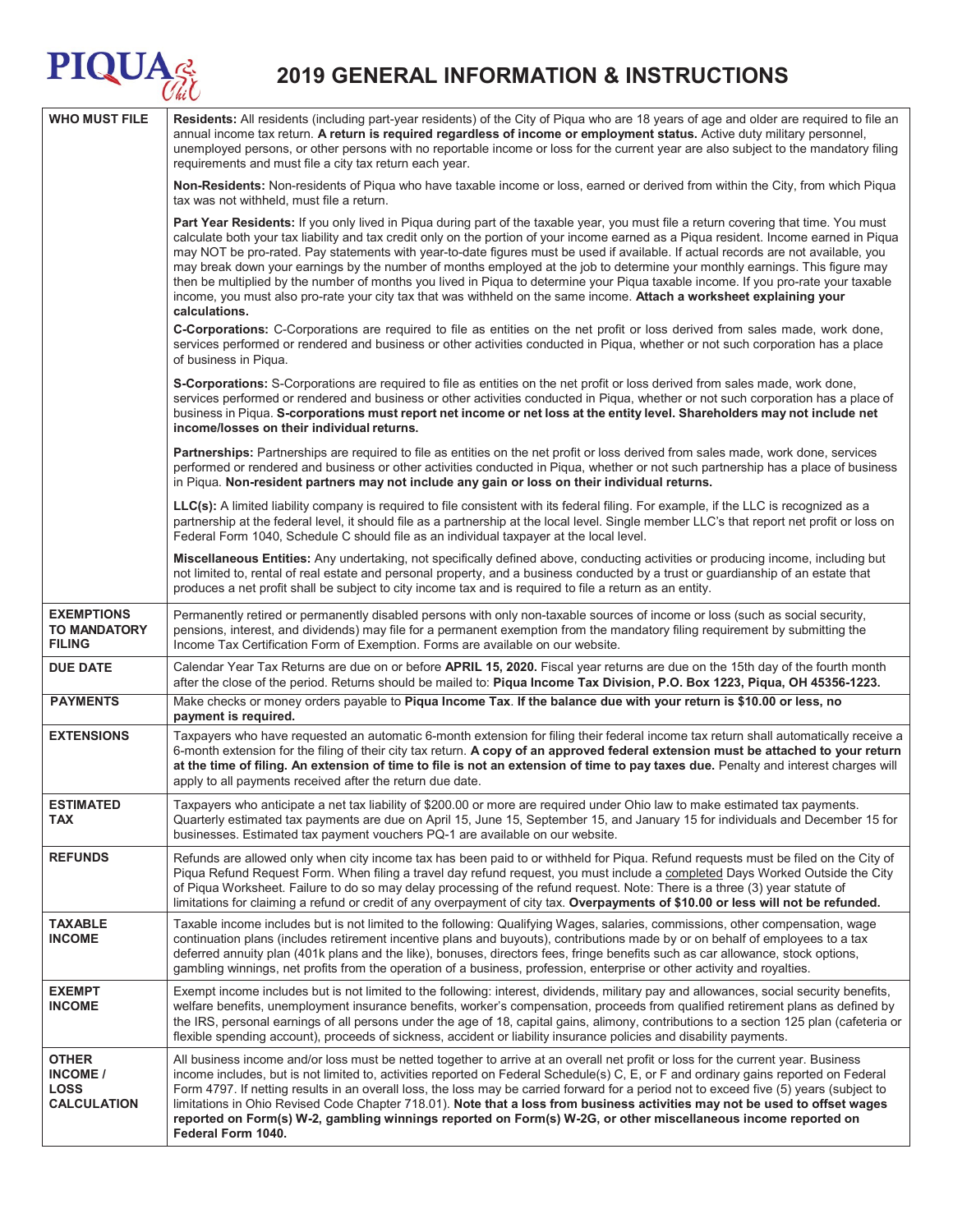# PIQUA 2019 GENERAL INFORMATION & INSTRUCTIONS

| | |
|---|---|
| **WHO MUST FILE** | **Residents:** All residents (including part-year residents) of the City of Piqua who are 18 years of age and older are required to file an annual income tax return. **A return is required regardless of income or employment status.** Active duty military personnel, unemployed persons, or other persons with no reportable income or loss for the current year are also subject to the mandatory filing requirements and must file a city tax return each year.<br><br>**Non-Residents:** Non-residents of Piqua who have taxable income or loss, earned or derived from within the City, from which Piqua tax was not withheld, must file a return.<br><br>**Part Year Residents:** If you only lived in Piqua during part of the taxable year, you must file a return covering that time. You must calculate both your tax liability and tax credit only on the portion of your income earned as a Piqua resident. Income earned in Piqua may NOT be pro-rated. Pay statements with year-to-date figures must be used if available. If actual records are not available, you may break down your earnings by the number of months employed at the job to determine your monthly earnings. This figure may then be multiplied by the number of months you lived in Piqua to determine your Piqua taxable income. If you pro-rate your taxable income, you must also pro-rate your city tax that was withheld on the same income. **Attach a worksheet explaining your calculations.**<br><br>**C-Corporations:** C-Corporations are required to file as entities on the net profit or loss derived from sales made, work done, services performed or rendered and business or other activities conducted in Piqua, whether or not such corporation has a place of business in Piqua.<br><br>**S-Corporations:** S-Corporations are required to file as entities on the net profit or loss derived from sales made, work done, services performed or rendered and business or other activities conducted in Piqua, whether or not such corporation has a place of business in Piqua. **S-corporations must report net income or net loss at the entity level. Shareholders may not include net income/losses on their individual returns.**<br><br>**Partnerships:** Partnerships are required to file as entities on the net profit or loss derived from sales made, work done, services performed or rendered and business or other activities conducted in Piqua, whether or not such partnership has a place of business in Piqua. **Non-resident partners may not include any gain or loss on their individual returns.**<br><br>**LLC(s):** A limited liability company is required to file consistent with its federal filing. For example, if the LLC is recognized as a partnership at the federal level, it should file as a partnership at the local level. Single member LLC's that report net profit or loss on Federal Form 1040, Schedule C should file as an individual taxpayer at the local level.<br><br>**Miscellaneous Entities:** Any undertaking, not specifically defined above, conducting activities or producing income, including but not limited to, rental of real estate and personal property, and a business conducted by a trust or guardianship of an estate that produces a net profit shall be subject to city income tax and is required to file a return as an entity. |
| **EXEMPTIONS TO MANDATORY FILING** | Permanently retired or permanently disabled persons with only non-taxable sources of income or loss (such as social security, pensions, interest, and dividends) may file for a permanent exemption from the mandatory filing requirement by submitting the Income Tax Certification Form of Exemption. Forms are available on our website. |
| **DUE DATE** | Calendar Year Tax Returns are due on or before **APRIL 15, 2020.** Fiscal year returns are due on the 15th day of the fourth month after the close of the period. Returns should be mailed to: **Piqua Income Tax Division, P.O. Box 1223, Piqua, OH 45356-1223.** |
| **PAYMENTS** | Make checks or money orders payable to **Piqua Income Tax**. **If the balance due with your return is $10.00 or less, no payment is required.** |
| **EXTENSIONS** | Taxpayers who have requested an automatic 6-month extension for filing their federal income tax return shall automatically receive a 6-month extension for the filing of their city tax return. **A copy of an approved federal extension must be attached to your return at the time of filing. An extension of time to file is not an extension of time to pay taxes due.** Penalty and interest charges will apply to all payments received after the return due date. |
| **ESTIMATED TAX** | Taxpayers who anticipate a net tax liability of $200.00 or more are required under Ohio law to make estimated tax payments. Quarterly estimated tax payments are due on April 15, June 15, September 15, and January 15 for individuals and December 15 for businesses. Estimated tax payment vouchers PQ-1 are available on our website. |
| **REFUNDS** | Refunds are allowed only when city income tax has been paid to or withheld for Piqua. Refund requests must be filed on the City of Piqua Refund Request Form. When filing a travel day refund request, you must include a completed Days Worked Outside the City of Piqua Worksheet. Failure to do so may delay processing of the refund request. Note: There is a three (3) year statute of limitations for claiming a refund or credit of any overpayment of city tax. **Overpayments of $10.00 or less will not be refunded.** |
| **TAXABLE INCOME** | Taxable income includes but is not limited to the following: Qualifying Wages, salaries, commissions, other compensation, wage continuation plans (includes retirement incentive plans and buyouts), contributions made by or on behalf of employees to a tax deferred annuity plan (401k plans and the like), bonuses, directors fees, fringe benefits such as car allowance, stock options, gambling winnings, net profits from the operation of a business, profession, enterprise or other activity and royalties. |
| **EXEMPT INCOME** | Exempt income includes but is not limited to the following: interest, dividends, military pay and allowances, social security benefits, welfare benefits, unemployment insurance benefits, worker's compensation, proceeds from qualified retirement plans as defined by the IRS, personal earnings of all persons under the age of 18, capital gains, alimony, contributions to a section 125 plan (cafeteria or flexible spending account), proceeds of sickness, accident or liability insurance policies and disability payments. |
| **OTHER INCOME / LOSS CALCULATION** | All business income and/or loss must be netted together to arrive at an overall net profit or loss for the current year. Business income includes, but is not limited to, activities reported on Federal Schedule(s) C, E, or F and ordinary gains reported on Federal Form 4797. If netting results in an overall loss, the loss may be carried forward for a period not to exceed five (5) years (subject to limitations in Ohio Revised Code Chapter 718.01). **Note that a loss from business activities may not be used to offset wages reported on Form(s) W-2, gambling winnings reported on Form(s) W-2G, or other miscellaneous income reported on Federal Form 1040.** |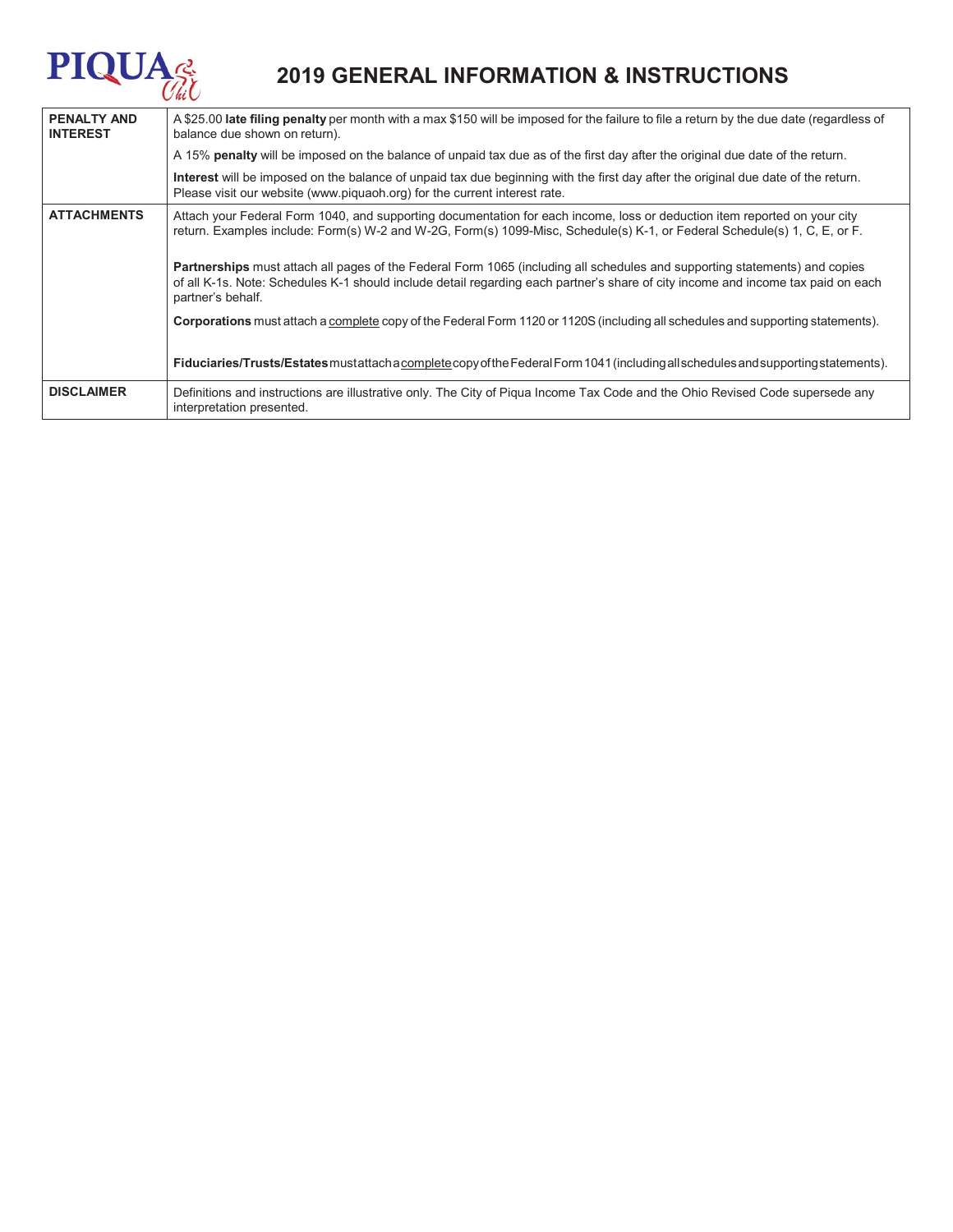# 2019 GENERAL INFORMATION & INSTRUCTIONS

| | |
|---|---|
| **PENALTY AND INTEREST** | A $25.00 **late filing penalty** per month with a max $150 will be imposed for the failure to file a return by the due date (regardless of balance due shown on return).<br><br>A 15% **penalty** will be imposed on the balance of unpaid tax due as of the first day after the original due date of the return.<br><br>**Interest** will be imposed on the balance of unpaid tax due beginning with the first day after the original due date of the return. Please visit our website (www.piquaoh.org) for the current interest rate. |
| **ATTACHMENTS** | Attach your Federal Form 1040, and supporting documentation for each income, loss or deduction item reported on your city return. Examples include: Form(s) W-2 and W-2G, Form(s) 1099-Misc, Schedule(s) K-1, or Federal Schedule(s) 1, C, E, or F.<br><br>**Partnerships** must attach all pages of the Federal Form 1065 (including all schedules and supporting statements) and copies of all K-1s. Note: Schedules K-1 should include detail regarding each partner's share of city income and income tax paid on each partner's behalf.<br><br>**Corporations** must attach a complete copy of the Federal Form 1120 or 1120S (including all schedules and supporting statements).<br><br>**Fiduciaries/Trusts/Estates** must attach a complete copy of the Federal Form 1041 (including all schedules and supporting statements). |
| **DISCLAIMER** | Definitions and instructions are illustrative only. The City of Piqua Income Tax Code and the Ohio Revised Code supersede any interpretation presented. |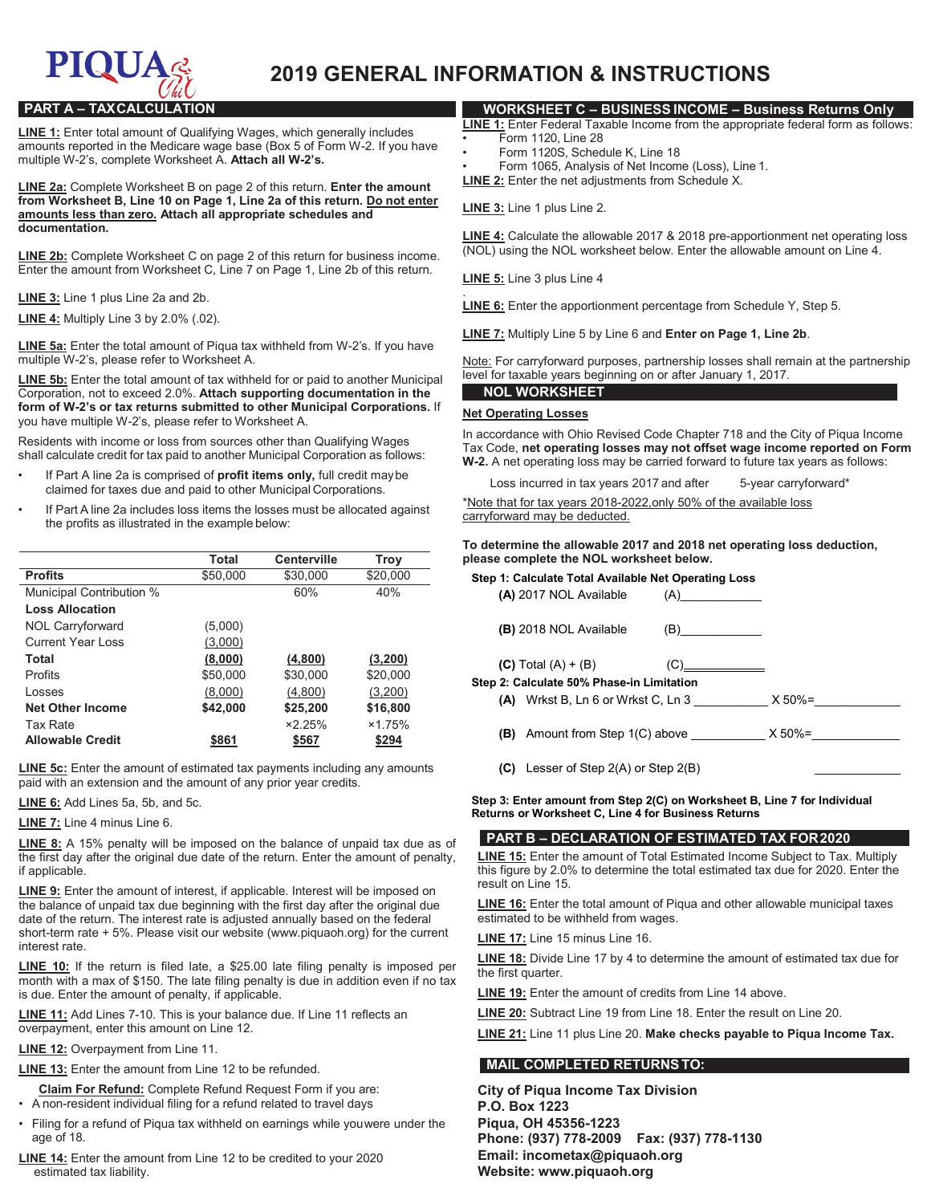# 2019 GENERAL INFORMATION & INSTRUCTIONS

## PART A – TAX CALCULATION

**LINE 1:** Enter total amount of Qualifying Wages, which generally includes amounts reported in the Medicare wage base (Box 5 of Form W-2. If you have multiple W-2's, complete Worksheet A. **Attach all W-2's.**

**LINE 2a:** Complete Worksheet B on page 2 of this return. **Enter the amount from Worksheet B, Line 10 on Page 1, Line 2a of this return. Do not enter amounts less than zero. Attach all appropriate schedules and documentation.**

**LINE 2b:** Complete Worksheet C on page 2 of this return for business income. Enter the amount from Worksheet C, Line 7 on Page 1, Line 2b of this return.

**LINE 3:** Line 1 plus Line 2a and 2b.

**LINE 4:** Multiply Line 3 by 2.0% (.02).

**LINE 5a:** Enter the total amount of Piqua tax withheld from W-2's. If you have multiple W-2's, please refer to Worksheet A.

**LINE 5b:** Enter the total amount of tax withheld for or paid to another Municipal Corporation, not to exceed 2.0%. **Attach supporting documentation in the form of W-2's or tax returns submitted to other Municipal Corporations.** If you have multiple W-2's, please refer to Worksheet A.

Residents with income or loss from sources other than Qualifying Wages shall calculate credit for tax paid to another Municipal Corporation as follows:

- If Part A line 2a is comprised of **profit items only,** full credit may be claimed for taxes due and paid to other Municipal Corporations.
- If Part A line 2a includes loss items the losses must be allocated against the profits as illustrated in the example below:

| | Total | Centerville | Troy |
|---|---|---|---|
| **Profits** | $50,000 | $30,000 | $20,000 |
| Municipal Contribution % | | 60% | 40% |
| **Loss Allocation** | | | |
| NOL Carryforward | (5,000) | | |
| Current Year Loss | (3,000) | | |
| **Total** | **(8,000)** | **(4,800)** | **(3,200)** |
| Profits | $50,000 | $30,000 | $20,000 |
| Losses | (8,000) | (4,800) | (3,200) |
| **Net Other Income** | **$42,000** | **$25,200** | **$16,800** |
| Tax Rate | | ×2.25% | ×1.75% |
| **Allowable Credit** | **$861** | **$567** | **$294** |

**LINE 5c:** Enter the amount of estimated tax payments including any amounts paid with an extension and the amount of any prior year credits.

**LINE 6:** Add Lines 5a, 5b, and 5c.

**LINE 7:** Line 4 minus Line 6.

**LINE 8:** A 15% penalty will be imposed on the balance of unpaid tax due as of the first day after the original due date of the return. Enter the amount of penalty, if applicable.

**LINE 9:** Enter the amount of interest, if applicable. Interest will be imposed on the balance of unpaid tax due beginning with the first day after the original due date of the return. The interest rate is adjusted annually based on the federal short-term rate + 5%. Please visit our website (www.piquaoh.org) for the current interest rate.

**LINE 10:** If the return is filed late, a $25.00 late filing penalty is imposed per month with a max of $150. The late filing penalty is due in addition even if no tax is due. Enter the amount of penalty, if applicable.

**LINE 11:** Add Lines 7-10. This is your balance due. If Line 11 reflects an overpayment, enter this amount on Line 12.

**LINE 12:** Overpayment from Line 11.

**LINE 13:** Enter the amount from Line 12 to be refunded.

**Claim For Refund:** Complete Refund Request Form if you are:

- A non-resident individual filing for a refund related to travel days
- Filing for a refund of Piqua tax withheld on earnings while you were under the age of 18.

**LINE 14:** Enter the amount from Line 12 to be credited to your 2020 estimated tax liability.

## WORKSHEET C – BUSINESS INCOME – Business Returns Only

**LINE 1:** Enter Federal Taxable Income from the appropriate federal form as follows:

- Form 1120, Line 28
- Form 1120S, Schedule K, Line 18
- Form 1065, Analysis of Net Income (Loss), Line 1.

**LINE 2:** Enter the net adjustments from Schedule X.

**LINE 3:** Line 1 plus Line 2.

**LINE 4:** Calculate the allowable 2017 & 2018 pre-apportionment net operating loss (NOL) using the NOL worksheet below. Enter the allowable amount on Line 4.

**LINE 5:** Line 3 plus Line 4

**LINE 6:** Enter the apportionment percentage from Schedule Y, Step 5.

**LINE 7:** Multiply Line 5 by Line 6 and **Enter on Page 1, Line 2b**.

Note: For carryforward purposes, partnership losses shall remain at the partnership level for taxable years beginning on or after January 1, 2017.

## NOL WORKSHEET

**Net Operating Losses**

In accordance with Ohio Revised Code Chapter 718 and the City of Piqua Income Tax Code, **net operating losses may not offset wage income reported on Form W-2.** A net operating loss may be carried forward to future tax years as follows:

Loss incurred in tax years 2017 and after    5-year carryforward*

*Note that for tax years 2018-2022, only 50% of the available loss carryforward may be deducted.

**To determine the allowable 2017 and 2018 net operating loss deduction, please complete the NOL worksheet below.**

**Step 1: Calculate Total Available Net Operating Loss**

**(A)** 2017 NOL Available (A)\_\_\_\_\_\_\_\_\_\_

**(B)** 2018 NOL Available (B)\_\_\_\_\_\_\_\_\_\_

**(C)** Total (A) + (B) (C)\_\_\_\_\_\_\_\_\_\_

**Step 2: Calculate 50% Phase-in Limitation**

**(A)** Wrkst B, Ln 6 or Wrkst C, Ln 3 \_\_\_\_\_\_\_\_\_\_ X 50%=\_\_\_\_\_\_\_\_\_\_

**(B)** Amount from Step 1(C) above \_\_\_\_\_\_\_\_\_\_ X 50%=\_\_\_\_\_\_\_\_\_\_

**(C)** Lesser of Step 2(A) or Step 2(B) \_\_\_\_\_\_\_\_\_\_

**Step 3: Enter amount from Step 2(C) on Worksheet B, Line 7 for Individual Returns or Worksheet C, Line 4 for Business Returns**

## PART B – DECLARATION OF ESTIMATED TAX FOR 2020

**LINE 15:** Enter the amount of Total Estimated Income Subject to Tax. Multiply this figure by 2.0% to determine the total estimated tax due for 2020. Enter the result on Line 15.

**LINE 16:** Enter the total amount of Piqua and other allowable municipal taxes estimated to be withheld from wages.

**LINE 17:** Line 15 minus Line 16.

**LINE 18:** Divide Line 17 by 4 to determine the amount of estimated tax due for the first quarter.

**LINE 19:** Enter the amount of credits from Line 14 above.

**LINE 20:** Subtract Line 19 from Line 18. Enter the result on Line 20.

**LINE 21:** Line 11 plus Line 20. **Make checks payable to Piqua Income Tax.**

## MAIL COMPLETED RETURNS TO:

**City of Piqua Income Tax Division**
**P.O. Box 1223**
**Piqua, OH 45356-1223**
**Phone: (937) 778-2009 Fax: (937) 778-1130**
**Email: incometax@piquaoh.org**
**Website: www.piquaoh.org**